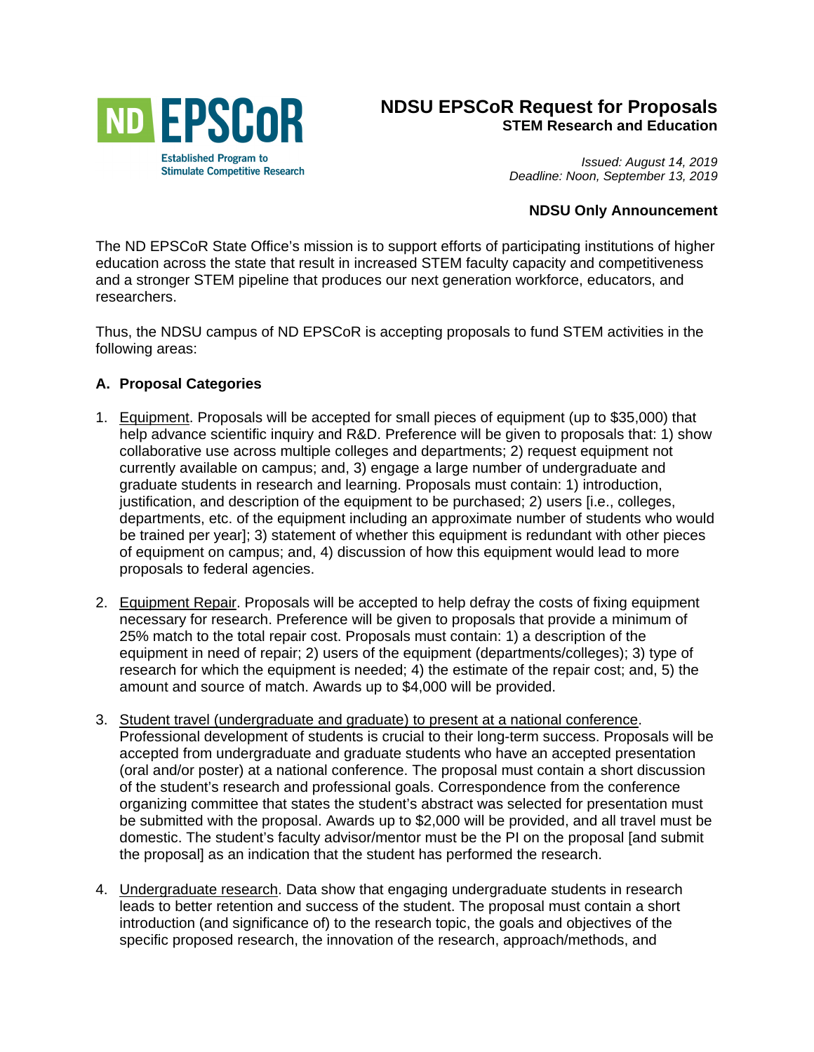ND EPSCoR

Established Program to Stimulate Competitive Research

# NDSU EPSCoR Request for Proposals

**STEM Research and Education**

*Issued: August 14, 2019*
*Deadline: Noon, September 13, 2019*

**NDSU Only Announcement**

The ND EPSCoR State Office's mission is to support efforts of participating institutions of higher education across the state that result in increased STEM faculty capacity and competitiveness and a stronger STEM pipeline that produces our next generation workforce, educators, and researchers.

Thus, the NDSU campus of ND EPSCoR is accepting proposals to fund STEM activities in the following areas:

## A. Proposal Categories

1. Equipment. Proposals will be accepted for small pieces of equipment (up to $35,000) that help advance scientific inquiry and R&D. Preference will be given to proposals that: 1) show collaborative use across multiple colleges and departments; 2) request equipment not currently available on campus; and, 3) engage a large number of undergraduate and graduate students in research and learning. Proposals must contain: 1) introduction, justification, and description of the equipment to be purchased; 2) users [i.e., colleges, departments, etc. of the equipment including an approximate number of students who would be trained per year]; 3) statement of whether this equipment is redundant with other pieces of equipment on campus; and, 4) discussion of how this equipment would lead to more proposals to federal agencies.

2. Equipment Repair. Proposals will be accepted to help defray the costs of fixing equipment necessary for research. Preference will be given to proposals that provide a minimum of 25% match to the total repair cost. Proposals must contain: 1) a description of the equipment in need of repair; 2) users of the equipment (departments/colleges); 3) type of research for which the equipment is needed; 4) the estimate of the repair cost; and, 5) the amount and source of match. Awards up to $4,000 will be provided.

3. Student travel (undergraduate and graduate) to present at a national conference. Professional development of students is crucial to their long-term success. Proposals will be accepted from undergraduate and graduate students who have an accepted presentation (oral and/or poster) at a national conference. The proposal must contain a short discussion of the student's research and professional goals. Correspondence from the conference organizing committee that states the student's abstract was selected for presentation must be submitted with the proposal. Awards up to $2,000 will be provided, and all travel must be domestic. The student's faculty advisor/mentor must be the PI on the proposal [and submit the proposal] as an indication that the student has performed the research.

4. Undergraduate research. Data show that engaging undergraduate students in research leads to better retention and success of the student. The proposal must contain a short introduction (and significance of) to the research topic, the goals and objectives of the specific proposed research, the innovation of the research, approach/methods, and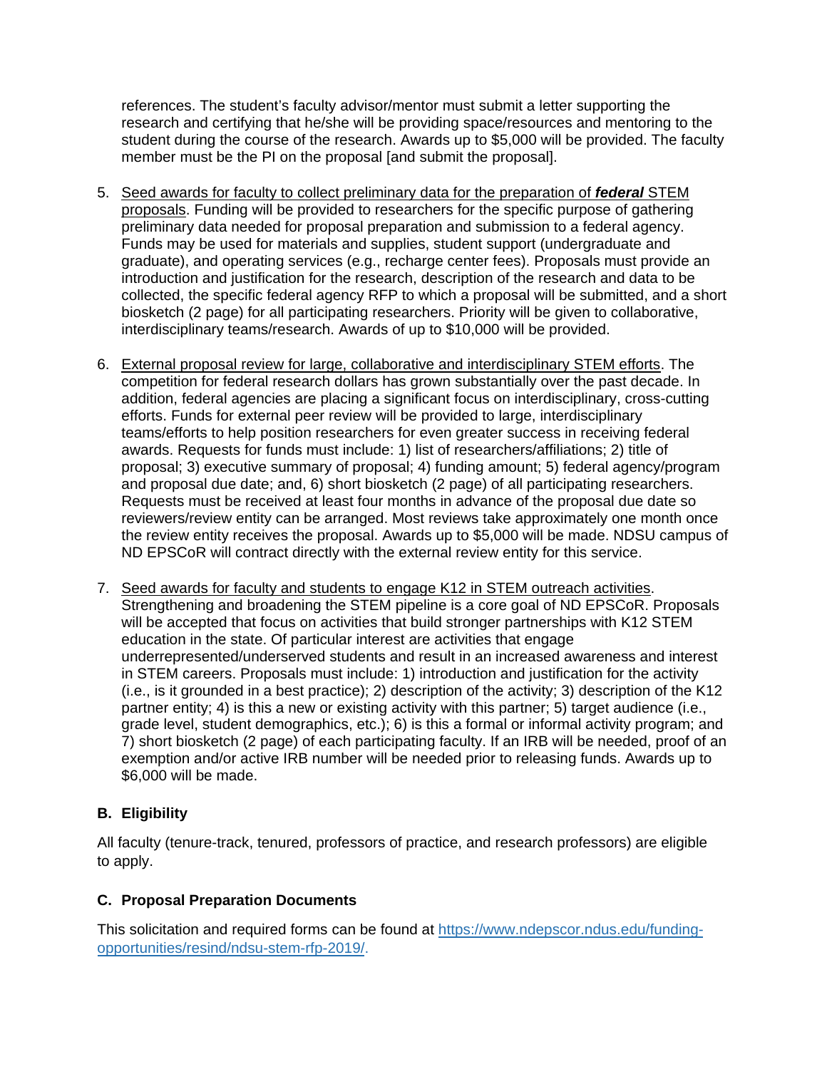references. The student's faculty advisor/mentor must submit a letter supporting the research and certifying that he/she will be providing space/resources and mentoring to the student during the course of the research. Awards up to $5,000 will be provided. The faculty member must be the PI on the proposal [and submit the proposal].

5. Seed awards for faculty to collect preliminary data for the preparation of ***federal*** STEM proposals. Funding will be provided to researchers for the specific purpose of gathering preliminary data needed for proposal preparation and submission to a federal agency. Funds may be used for materials and supplies, student support (undergraduate and graduate), and operating services (e.g., recharge center fees). Proposals must provide an introduction and justification for the research, description of the research and data to be collected, the specific federal agency RFP to which a proposal will be submitted, and a short biosketch (2 page) for all participating researchers. Priority will be given to collaborative, interdisciplinary teams/research. Awards of up to $10,000 will be provided.

6. External proposal review for large, collaborative and interdisciplinary STEM efforts. The competition for federal research dollars has grown substantially over the past decade. In addition, federal agencies are placing a significant focus on interdisciplinary, cross-cutting efforts. Funds for external peer review will be provided to large, interdisciplinary teams/efforts to help position researchers for even greater success in receiving federal awards. Requests for funds must include: 1) list of researchers/affiliations; 2) title of proposal; 3) executive summary of proposal; 4) funding amount; 5) federal agency/program and proposal due date; and, 6) short biosketch (2 page) of all participating researchers. Requests must be received at least four months in advance of the proposal due date so reviewers/review entity can be arranged. Most reviews take approximately one month once the review entity receives the proposal. Awards up to $5,000 will be made. NDSU campus of ND EPSCoR will contract directly with the external review entity for this service.

7. Seed awards for faculty and students to engage K12 in STEM outreach activities. Strengthening and broadening the STEM pipeline is a core goal of ND EPSCoR. Proposals will be accepted that focus on activities that build stronger partnerships with K12 STEM education in the state. Of particular interest are activities that engage underrepresented/underserved students and result in an increased awareness and interest in STEM careers. Proposals must include: 1) introduction and justification for the activity (i.e., is it grounded in a best practice); 2) description of the activity; 3) description of the K12 partner entity; 4) is this a new or existing activity with this partner; 5) target audience (i.e., grade level, student demographics, etc.); 6) is this a formal or informal activity program; and 7) short biosketch (2 page) of each participating faculty. If an IRB will be needed, proof of an exemption and/or active IRB number will be needed prior to releasing funds. Awards up to $6,000 will be made.

## B. Eligibility

All faculty (tenure-track, tenured, professors of practice, and research professors) are eligible to apply.

## C. Proposal Preparation Documents

This solicitation and required forms can be found at https://www.ndepscor.ndus.edu/funding-opportunities/resind/ndsu-stem-rfp-2019/.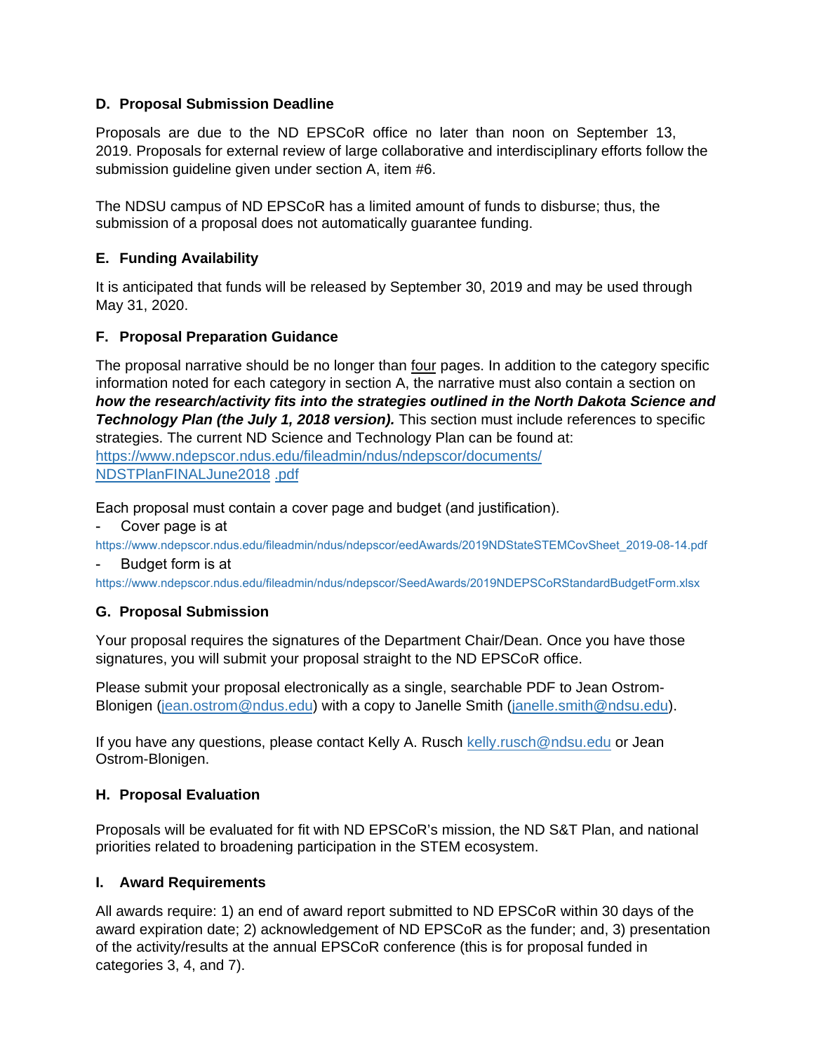### D. Proposal Submission Deadline

Proposals are due to the ND EPSCoR office no later than noon on September 13, 2019. Proposals for external review of large collaborative and interdisciplinary efforts follow the submission guideline given under section A, item #6.

The NDSU campus of ND EPSCoR has a limited amount of funds to disburse; thus, the submission of a proposal does not automatically guarantee funding.

### E. Funding Availability

It is anticipated that funds will be released by September 30, 2019 and may be used through May 31, 2020.

### F. Proposal Preparation Guidance

The proposal narrative should be no longer than four pages. In addition to the category specific information noted for each category in section A, the narrative must also contain a section on ***how the research/activity fits into the strategies outlined in the North Dakota Science and Technology Plan (the July 1, 2018 version).*** This section must include references to specific strategies. The current ND Science and Technology Plan can be found at: https://www.ndepscor.ndus.edu/fileadmin/ndus/ndepscor/documents/NDSTPlanFINALJune2018 .pdf

Each proposal must contain a cover page and budget (and justification).

- Cover page is at https://www.ndepscor.ndus.edu/fileadmin/ndus/ndepscor/eedAwards/2019NDStateSTEMCovSheet_2019-08-14.pdf
- Budget form is at https://www.ndepscor.ndus.edu/fileadmin/ndus/ndepscor/SeedAwards/2019NDEPSCoRStandardBudgetForm.xlsx

### G. Proposal Submission

Your proposal requires the signatures of the Department Chair/Dean. Once you have those signatures, you will submit your proposal straight to the ND EPSCoR office.

Please submit your proposal electronically as a single, searchable PDF to Jean Ostrom-Blonigen (jean.ostrom@ndus.edu) with a copy to Janelle Smith (janelle.smith@ndsu.edu).

If you have any questions, please contact Kelly A. Rusch kelly.rusch@ndsu.edu or Jean Ostrom-Blonigen.

### H. Proposal Evaluation

Proposals will be evaluated for fit with ND EPSCoR's mission, the ND S&T Plan, and national priorities related to broadening participation in the STEM ecosystem.

### I. Award Requirements

All awards require: 1) an end of award report submitted to ND EPSCoR within 30 days of the award expiration date; 2) acknowledgement of ND EPSCoR as the funder; and, 3) presentation of the activity/results at the annual EPSCoR conference (this is for proposal funded in categories 3, 4, and 7).